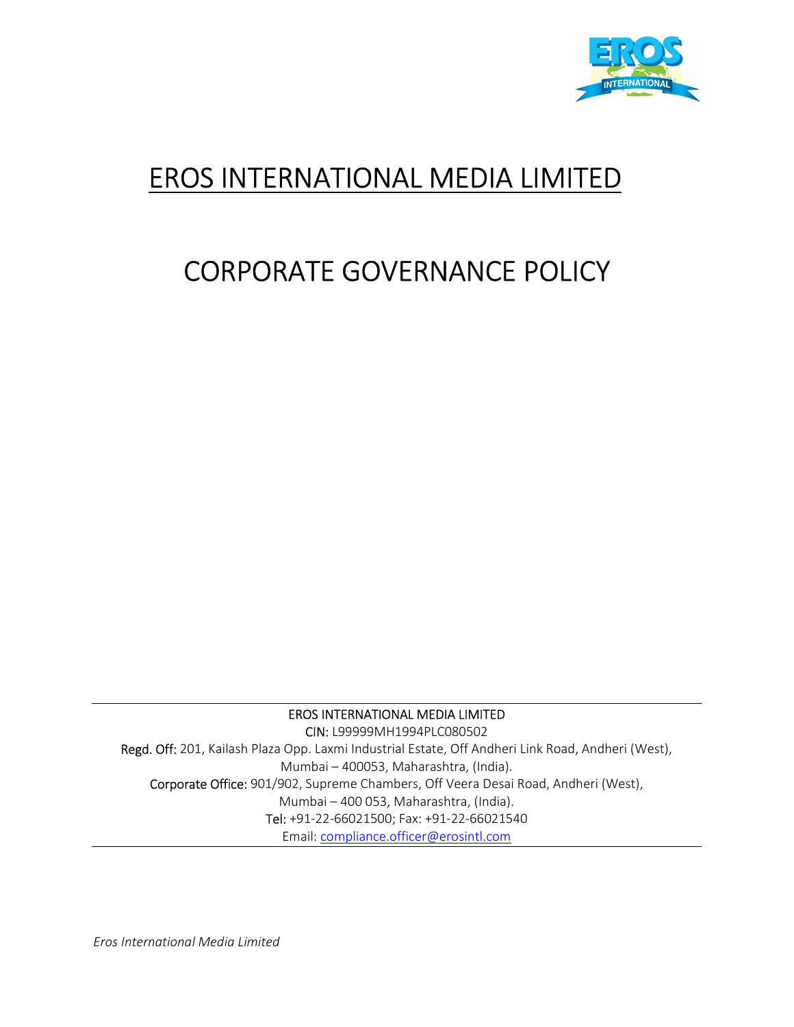# EROS INTERNATIONAL MEDIA LIMITED

# CORPORATE GOVERNANCE POLICY

EROS INTERNATIONAL MEDIA LIMITED

CIN: L99999MH1994PLC080502

Regd. Off: 201, Kailash Plaza Opp. Laxmi Industrial Estate, Off Andheri Link Road, Andheri (West), Mumbai – 400053, Maharashtra, (India).

Corporate Office: 901/902, Supreme Chambers, Off Veera Desai Road, Andheri (West), Mumbai – 400 053, Maharashtra, (India).

Tel: +91-22-66021500; Fax: +91-22-66021540

Email: compliance.officer@erosintl.com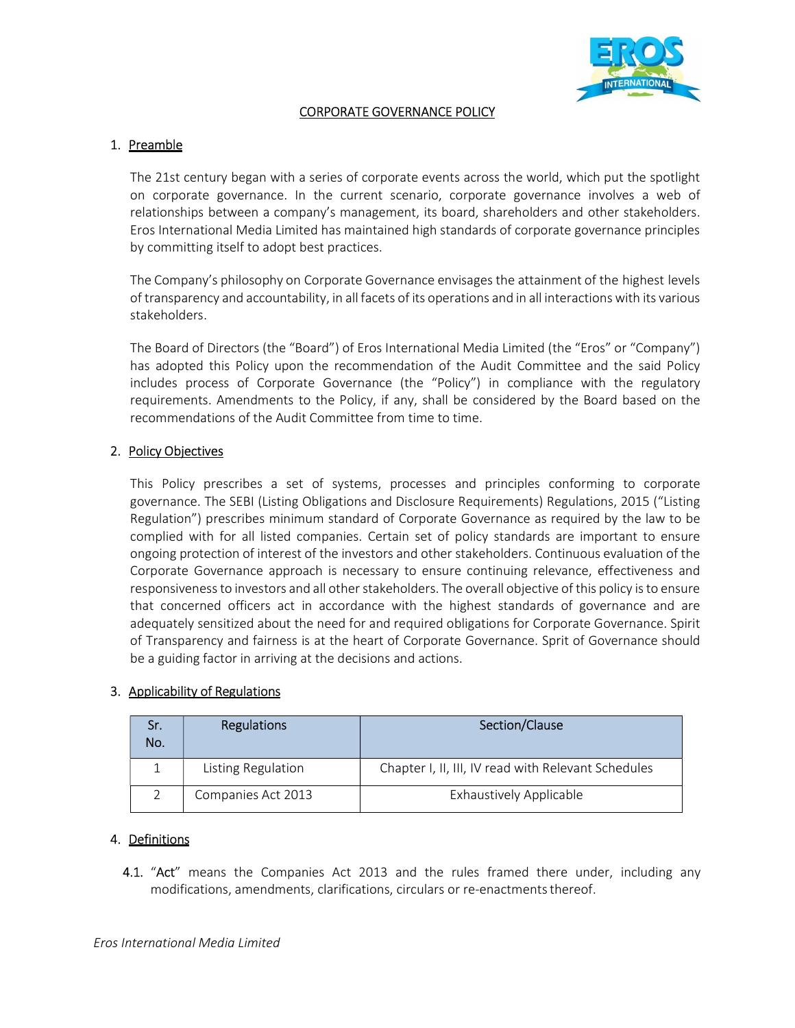## CORPORATE GOVERNANCE POLICY

### 1. Preamble

The 21st century began with a series of corporate events across the world, which put the spotlight on corporate governance. In the current scenario, corporate governance involves a web of relationships between a company's management, its board, shareholders and other stakeholders. Eros International Media Limited has maintained high standards of corporate governance principles by committing itself to adopt best practices.

The Company's philosophy on Corporate Governance envisages the attainment of the highest levels of transparency and accountability, in all facets of its operations and in all interactions with its various stakeholders.

The Board of Directors (the "Board") of Eros International Media Limited (the "Eros" or "Company") has adopted this Policy upon the recommendation of the Audit Committee and the said Policy includes process of Corporate Governance (the "Policy") in compliance with the regulatory requirements. Amendments to the Policy, if any, shall be considered by the Board based on the recommendations of the Audit Committee from time to time.

### 2. Policy Objectives

This Policy prescribes a set of systems, processes and principles conforming to corporate governance. The SEBI (Listing Obligations and Disclosure Requirements) Regulations, 2015 ("Listing Regulation") prescribes minimum standard of Corporate Governance as required by the law to be complied with for all listed companies. Certain set of policy standards are important to ensure ongoing protection of interest of the investors and other stakeholders. Continuous evaluation of the Corporate Governance approach is necessary to ensure continuing relevance, effectiveness and responsiveness to investors and all other stakeholders. The overall objective of this policy is to ensure that concerned officers act in accordance with the highest standards of governance and are adequately sensitized about the need for and required obligations for Corporate Governance. Spirit of Transparency and fairness is at the heart of Corporate Governance. Sprit of Governance should be a guiding factor in arriving at the decisions and actions.

### 3. Applicability of Regulations

| Sr. No. | Regulations | Section/Clause |
|---|---|---|
| 1 | Listing Regulation | Chapter I, II, III, IV read with Relevant Schedules |
| 2 | Companies Act 2013 | Exhaustively Applicable |

### 4. Definitions

4.1. "Act" means the Companies Act 2013 and the rules framed there under, including any modifications, amendments, clarifications, circulars or re-enactments thereof.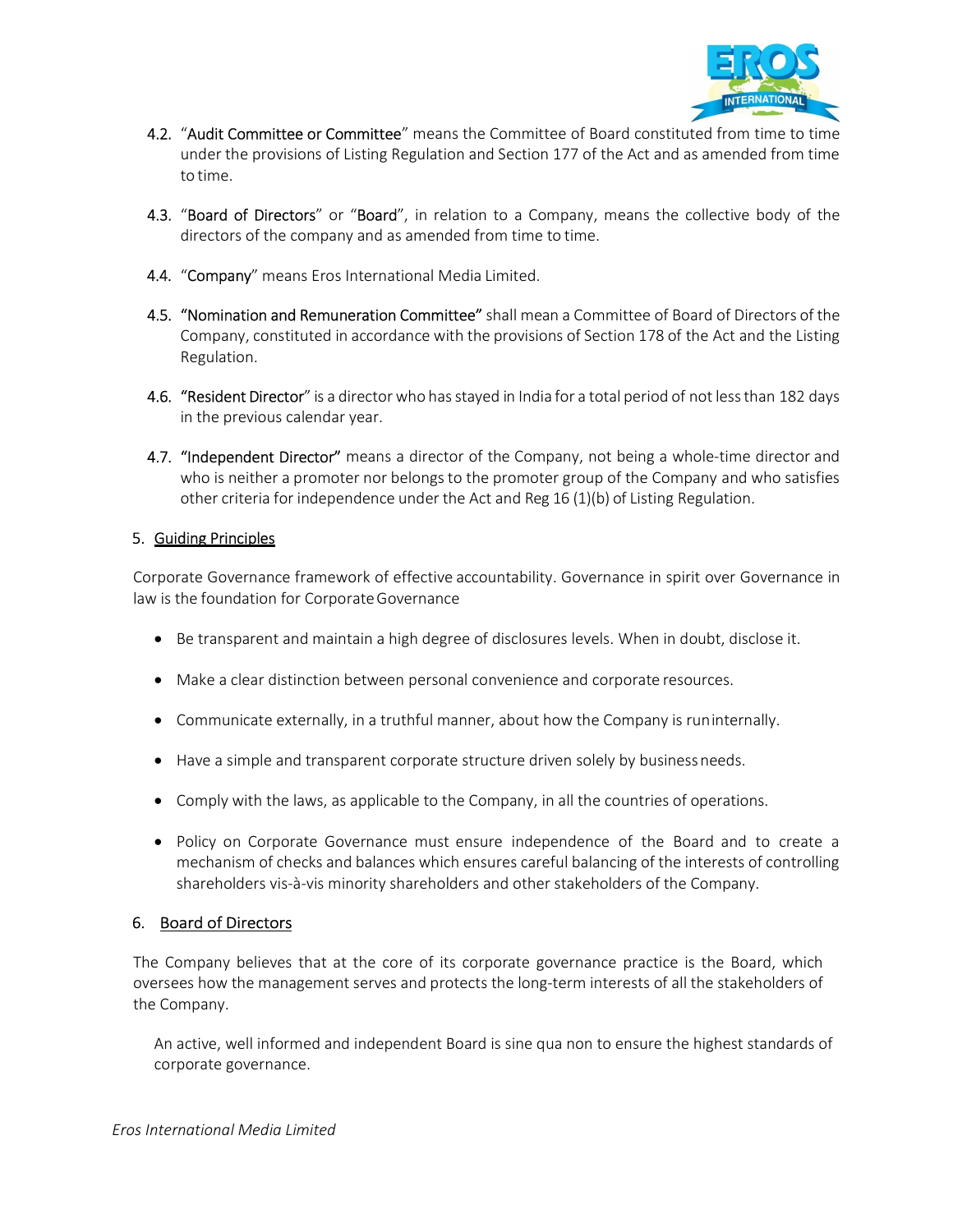4.2. "Audit Committee or Committee" means the Committee of Board constituted from time to time under the provisions of Listing Regulation and Section 177 of the Act and as amended from time to time.

4.3. "Board of Directors" or "Board", in relation to a Company, means the collective body of the directors of the company and as amended from time to time.

4.4. "Company" means Eros International Media Limited.

4.5. "Nomination and Remuneration Committee" shall mean a Committee of Board of Directors of the Company, constituted in accordance with the provisions of Section 178 of the Act and the Listing Regulation.

4.6. "Resident Director" is a director who has stayed in India for a total period of not less than 182 days in the previous calendar year.

4.7. "Independent Director" means a director of the Company, not being a whole-time director and who is neither a promoter nor belongs to the promoter group of the Company and who satisfies other criteria for independence under the Act and Reg 16 (1)(b) of Listing Regulation.

## 5. Guiding Principles

Corporate Governance framework of effective accountability. Governance in spirit over Governance in law is the foundation for Corporate Governance

- Be transparent and maintain a high degree of disclosures levels. When in doubt, disclose it.
- Make a clear distinction between personal convenience and corporate resources.
- Communicate externally, in a truthful manner, about how the Company is run internally.
- Have a simple and transparent corporate structure driven solely by business needs.
- Comply with the laws, as applicable to the Company, in all the countries of operations.
- Policy on Corporate Governance must ensure independence of the Board and to create a mechanism of checks and balances which ensures careful balancing of the interests of controlling shareholders vis-à-vis minority shareholders and other stakeholders of the Company.

## 6. Board of Directors

The Company believes that at the core of its corporate governance practice is the Board, which oversees how the management serves and protects the long-term interests of all the stakeholders of the Company.

An active, well informed and independent Board is sine qua non to ensure the highest standards of corporate governance.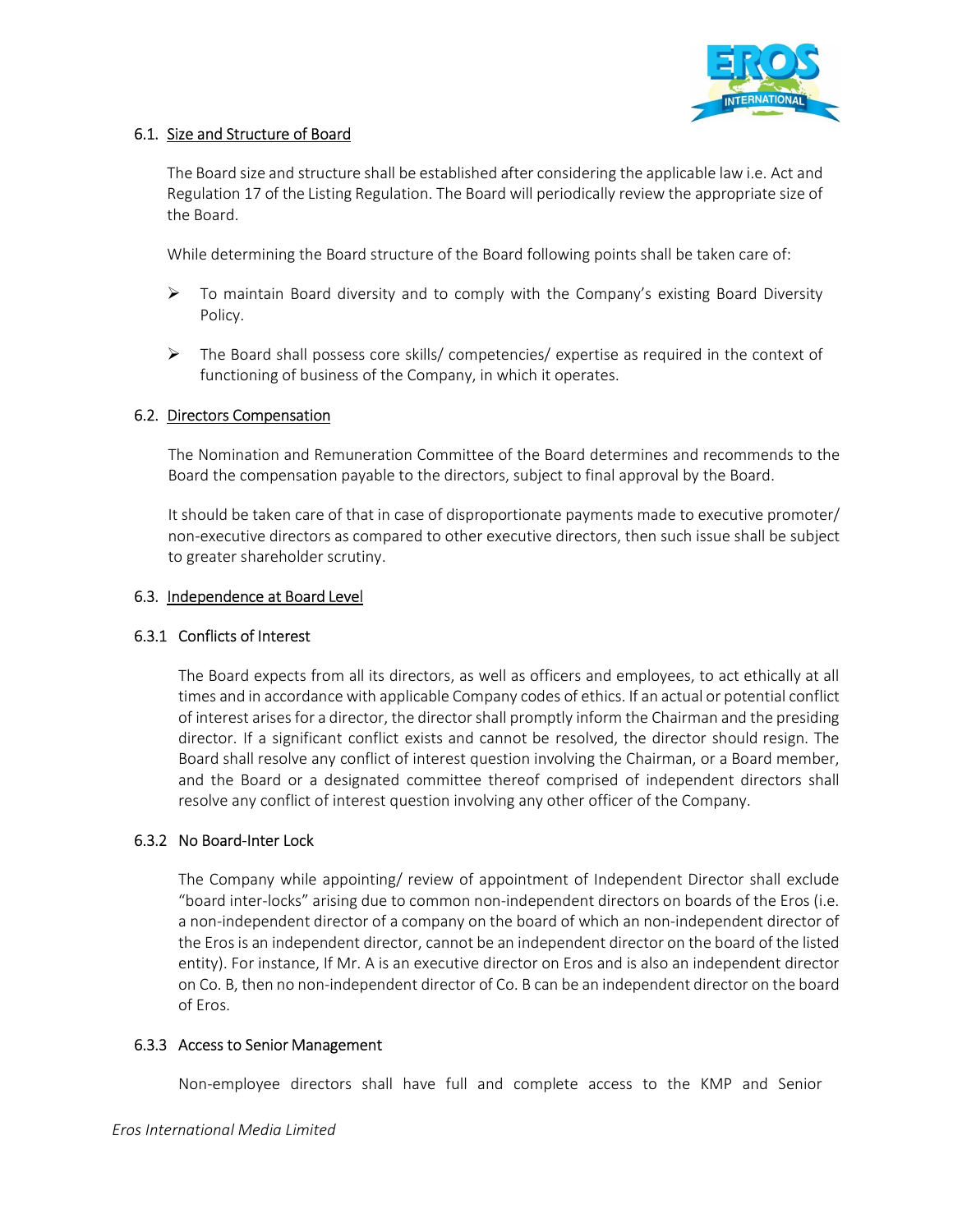### 6.1. Size and Structure of Board

The Board size and structure shall be established after considering the applicable law i.e. Act and Regulation 17 of the Listing Regulation. The Board will periodically review the appropriate size of the Board.

While determining the Board structure of the Board following points shall be taken care of:

- To maintain Board diversity and to comply with the Company's existing Board Diversity Policy.
- The Board shall possess core skills/ competencies/ expertise as required in the context of functioning of business of the Company, in which it operates.

### 6.2. Directors Compensation

The Nomination and Remuneration Committee of the Board determines and recommends to the Board the compensation payable to the directors, subject to final approval by the Board.

It should be taken care of that in case of disproportionate payments made to executive promoter/ non-executive directors as compared to other executive directors, then such issue shall be subject to greater shareholder scrutiny.

### 6.3. Independence at Board Level

#### 6.3.1 Conflicts of Interest

The Board expects from all its directors, as well as officers and employees, to act ethically at all times and in accordance with applicable Company codes of ethics. If an actual or potential conflict of interest arises for a director, the director shall promptly inform the Chairman and the presiding director. If a significant conflict exists and cannot be resolved, the director should resign. The Board shall resolve any conflict of interest question involving the Chairman, or a Board member, and the Board or a designated committee thereof comprised of independent directors shall resolve any conflict of interest question involving any other officer of the Company.

#### 6.3.2 No Board-Inter Lock

The Company while appointing/ review of appointment of Independent Director shall exclude "board inter-locks" arising due to common non-independent directors on boards of the Eros (i.e. a non-independent director of a company on the board of which an non-independent director of the Eros is an independent director, cannot be an independent director on the board of the listed entity). For instance, If Mr. A is an executive director on Eros and is also an independent director on Co. B, then no non-independent director of Co. B can be an independent director on the board of Eros.

#### 6.3.3 Access to Senior Management

Non-employee directors shall have full and complete access to the KMP and Senior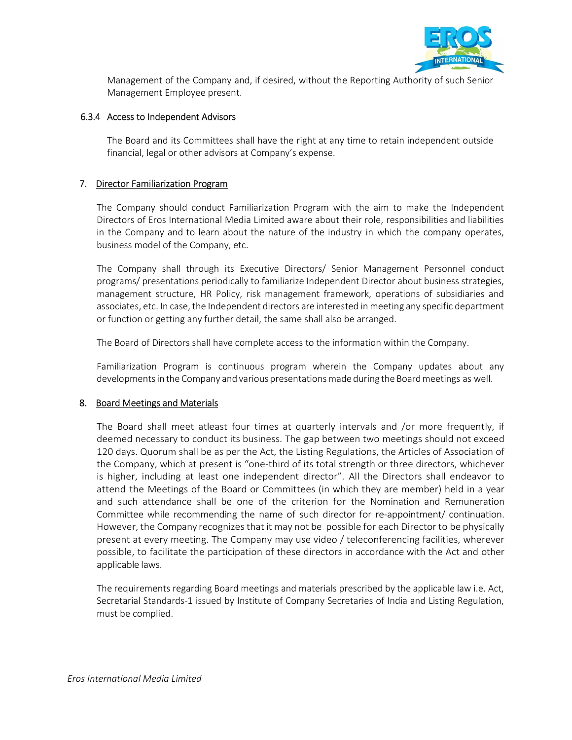Management of the Company and, if desired, without the Reporting Authority of such Senior Management Employee present.

#### 6.3.4 Access to Independent Advisors

The Board and its Committees shall have the right at any time to retain independent outside financial, legal or other advisors at Company's expense.

## 7. Director Familiarization Program

The Company should conduct Familiarization Program with the aim to make the Independent Directors of Eros International Media Limited aware about their role, responsibilities and liabilities in the Company and to learn about the nature of the industry in which the company operates, business model of the Company, etc.

The Company shall through its Executive Directors/ Senior Management Personnel conduct programs/ presentations periodically to familiarize Independent Director about business strategies, management structure, HR Policy, risk management framework, operations of subsidiaries and associates, etc. In case, the Independent directors are interested in meeting any specific department or function or getting any further detail, the same shall also be arranged.

The Board of Directors shall have complete access to the information within the Company.

Familiarization Program is continuous program wherein the Company updates about any developments in the Company and various presentations made during the Board meetings as well.

## 8. Board Meetings and Materials

The Board shall meet atleast four times at quarterly intervals and /or more frequently, if deemed necessary to conduct its business. The gap between two meetings should not exceed 120 days. Quorum shall be as per the Act, the Listing Regulations, the Articles of Association of the Company, which at present is "one-third of its total strength or three directors, whichever is higher, including at least one independent director". All the Directors shall endeavor to attend the Meetings of the Board or Committees (in which they are member) held in a year and such attendance shall be one of the criterion for the Nomination and Remuneration Committee while recommending the name of such director for re-appointment/ continuation. However, the Company recognizes that it may not be possible for each Director to be physically present at every meeting. The Company may use video / teleconferencing facilities, wherever possible, to facilitate the participation of these directors in accordance with the Act and other applicable laws.

The requirements regarding Board meetings and materials prescribed by the applicable law i.e. Act, Secretarial Standards-1 issued by Institute of Company Secretaries of India and Listing Regulation, must be complied.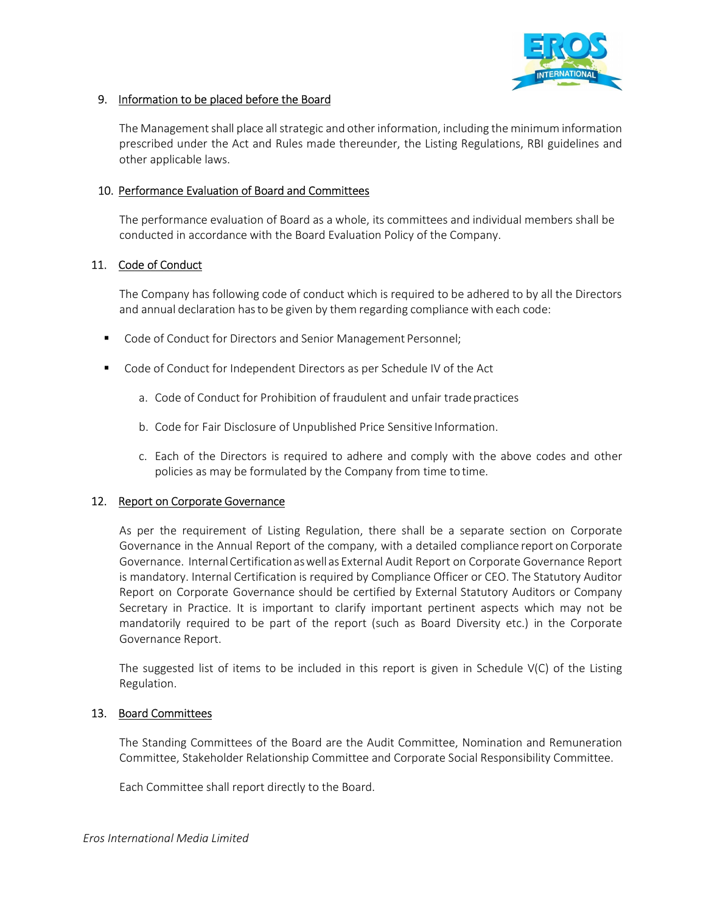9. Information to be placed before the Board

   The Management shall place all strategic and other information, including the minimum information prescribed under the Act and Rules made thereunder, the Listing Regulations, RBI guidelines and other applicable laws.

10. Performance Evaluation of Board and Committees

    The performance evaluation of Board as a whole, its committees and individual members shall be conducted in accordance with the Board Evaluation Policy of the Company.

11. Code of Conduct

    The Company has following code of conduct which is required to be adhered to by all the Directors and annual declaration has to be given by them regarding compliance with each code:

- Code of Conduct for Directors and Senior Management Personnel;
- Code of Conduct for Independent Directors as per Schedule IV of the Act

  a. Code of Conduct for Prohibition of fraudulent and unfair trade practices

  b. Code for Fair Disclosure of Unpublished Price Sensitive Information.

  c. Each of the Directors is required to adhere and comply with the above codes and other policies as may be formulated by the Company from time to time.

12. Report on Corporate Governance

    As per the requirement of Listing Regulation, there shall be a separate section on Corporate Governance in the Annual Report of the company, with a detailed compliance report on Corporate Governance. Internal Certification as well as External Audit Report on Corporate Governance Report is mandatory. Internal Certification is required by Compliance Officer or CEO. The Statutory Auditor Report on Corporate Governance should be certified by External Statutory Auditors or Company Secretary in Practice. It is important to clarify important pertinent aspects which may not be mandatorily required to be part of the report (such as Board Diversity etc.) in the Corporate Governance Report.

    The suggested list of items to be included in this report is given in Schedule V(C) of the Listing Regulation.

13. Board Committees

    The Standing Committees of the Board are the Audit Committee, Nomination and Remuneration Committee, Stakeholder Relationship Committee and Corporate Social Responsibility Committee.

    Each Committee shall report directly to the Board.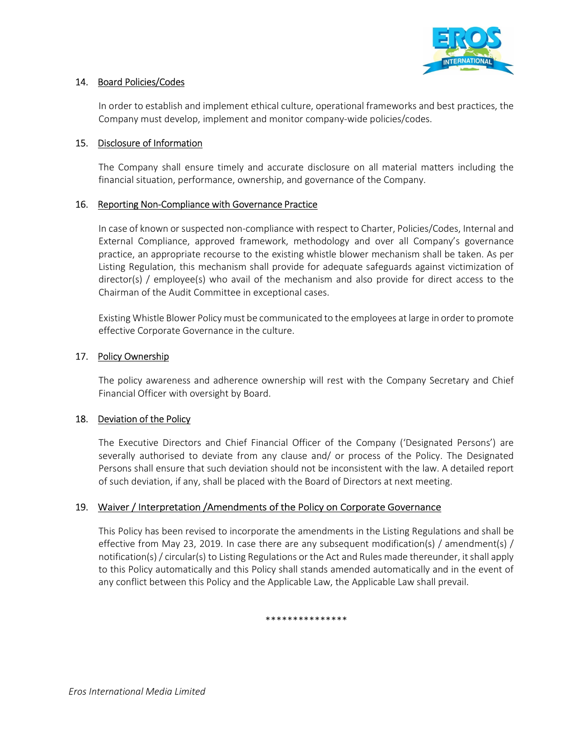14. Board Policies/Codes

In order to establish and implement ethical culture, operational frameworks and best practices, the Company must develop, implement and monitor company-wide policies/codes.

15. Disclosure of Information

The Company shall ensure timely and accurate disclosure on all material matters including the financial situation, performance, ownership, and governance of the Company.

16. Reporting Non-Compliance with Governance Practice

In case of known or suspected non-compliance with respect to Charter, Policies/Codes, Internal and External Compliance, approved framework, methodology and over all Company's governance practice, an appropriate recourse to the existing whistle blower mechanism shall be taken. As per Listing Regulation, this mechanism shall provide for adequate safeguards against victimization of director(s) / employee(s) who avail of the mechanism and also provide for direct access to the Chairman of the Audit Committee in exceptional cases.

Existing Whistle Blower Policy must be communicated to the employees at large in order to promote effective Corporate Governance in the culture.

17. Policy Ownership

The policy awareness and adherence ownership will rest with the Company Secretary and Chief Financial Officer with oversight by Board.

18. Deviation of the Policy

The Executive Directors and Chief Financial Officer of the Company ('Designated Persons') are severally authorised to deviate from any clause and/ or process of the Policy. The Designated Persons shall ensure that such deviation should not be inconsistent with the law. A detailed report of such deviation, if any, shall be placed with the Board of Directors at next meeting.

19. Waiver / Interpretation /Amendments of the Policy on Corporate Governance

This Policy has been revised to incorporate the amendments in the Listing Regulations and shall be effective from May 23, 2019. In case there are any subsequent modification(s) / amendment(s) / notification(s) / circular(s) to Listing Regulations or the Act and Rules made thereunder, it shall apply to this Policy automatically and this Policy shall stands amended automatically and in the event of any conflict between this Policy and the Applicable Law, the Applicable Law shall prevail.

***************